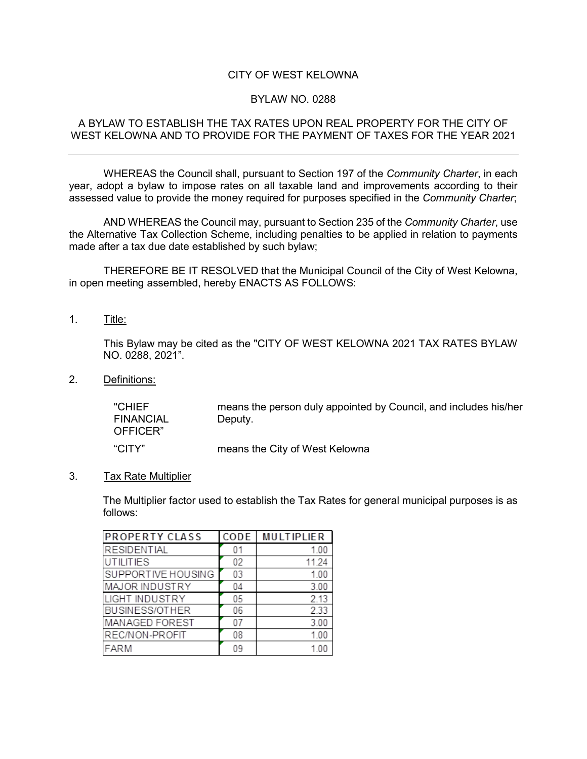# CITY OF WEST KELOWNA

## BYLAW NO. 0288

## A BYLAW TO ESTABLISH THE TAX RATES UPON REAL PROPERTY FOR THE CITY OF WEST KELOWNA AND TO PROVIDE FOR THE PAYMENT OF TAXES FOR THE YEAR 2021

---

WHEREAS the Council shall, pursuant to Section 197 of the *Community Charter*, in each year, adopt a bylaw to impose rates on all taxable land and improvements according to their assessed value to provide the money required for purposes specified in the *Community Charter*;

AND WHEREAS the Council may, pursuant to Section 235 of the *Community Charter*, use the Alternative Tax Collection Scheme, including penalties to be applied in relation to payments made after a tax due date established by such bylaw;

THEREFORE BE IT RESOLVED that the Municipal Council of the City of West Kelowna, in open meeting assembled, hereby ENACTS AS FOLLOWS:

1. Title:

   This Bylaw may be cited as the "CITY OF WEST KELOWNA 2021 TAX RATES BYLAW NO. 0288, 2021".

2. Definitions:

   | | |
   |---|---|
   | "CHIEF FINANCIAL OFFICER" | means the person duly appointed by Council, and includes his/her Deputy. |
   | "CITY" | means the City of West Kelowna |

3. Tax Rate Multiplier

   The Multiplier factor used to establish the Tax Rates for general municipal purposes is as follows:

   | PROPERTY CLASS | CODE | MULTIPLIER |
   |---|---|---|
   | RESIDENTIAL | 01 | 1.00 |
   | UTILITIES | 02 | 11.24 |
   | SUPPORTIVE HOUSING | 03 | 1.00 |
   | MAJOR INDUSTRY | 04 | 3.00 |
   | LIGHT INDUSTRY | 05 | 2.13 |
   | BUSINESS/OTHER | 06 | 2.33 |
   | MANAGED FOREST | 07 | 3.00 |
   | REC/NON-PROFIT | 08 | 1.00 |
   | FARM | 09 | 1.00 |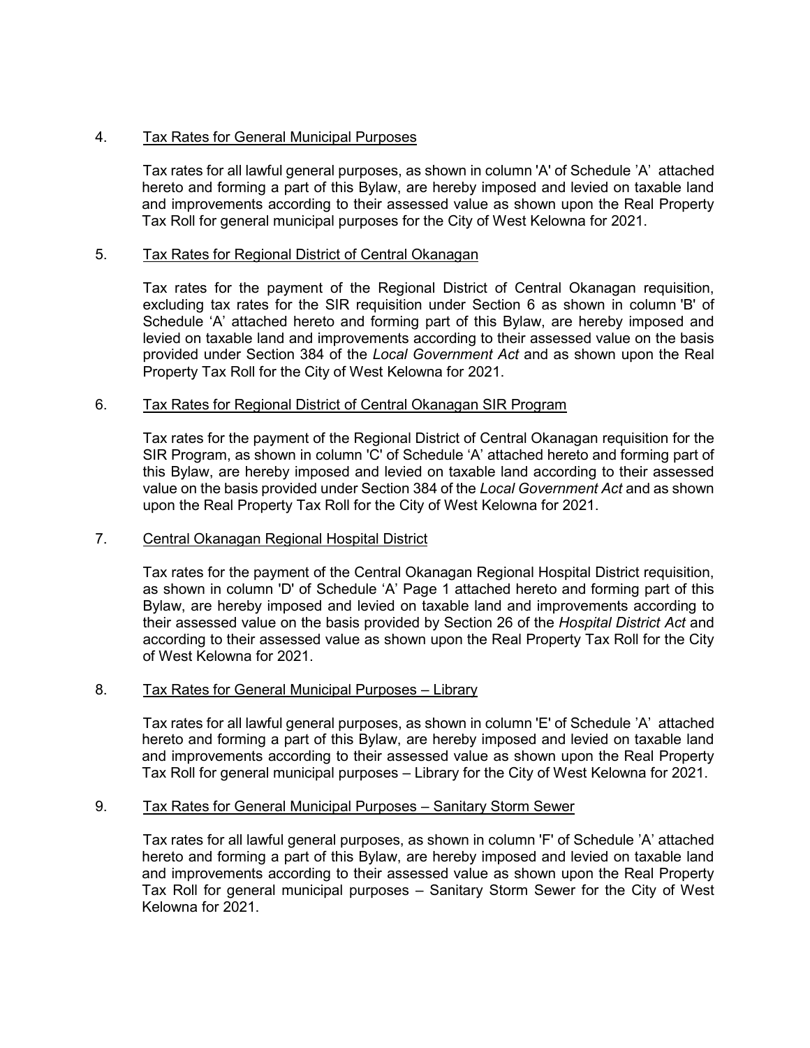4. Tax Rates for General Municipal Purposes

   Tax rates for all lawful general purposes, as shown in column 'A' of Schedule 'A' attached hereto and forming a part of this Bylaw, are hereby imposed and levied on taxable land and improvements according to their assessed value as shown upon the Real Property Tax Roll for general municipal purposes for the City of West Kelowna for 2021.

5. Tax Rates for Regional District of Central Okanagan

   Tax rates for the payment of the Regional District of Central Okanagan requisition, excluding tax rates for the SIR requisition under Section 6 as shown in column 'B' of Schedule 'A' attached hereto and forming part of this Bylaw, are hereby imposed and levied on taxable land and improvements according to their assessed value on the basis provided under Section 384 of the *Local Government Act* and as shown upon the Real Property Tax Roll for the City of West Kelowna for 2021.

6. Tax Rates for Regional District of Central Okanagan SIR Program

   Tax rates for the payment of the Regional District of Central Okanagan requisition for the SIR Program, as shown in column 'C' of Schedule 'A' attached hereto and forming part of this Bylaw, are hereby imposed and levied on taxable land according to their assessed value on the basis provided under Section 384 of the *Local Government Act* and as shown upon the Real Property Tax Roll for the City of West Kelowna for 2021.

7. Central Okanagan Regional Hospital District

   Tax rates for the payment of the Central Okanagan Regional Hospital District requisition, as shown in column 'D' of Schedule 'A' Page 1 attached hereto and forming part of this Bylaw, are hereby imposed and levied on taxable land and improvements according to their assessed value on the basis provided by Section 26 of the *Hospital District Act* and according to their assessed value as shown upon the Real Property Tax Roll for the City of West Kelowna for 2021.

8. Tax Rates for General Municipal Purposes – Library

   Tax rates for all lawful general purposes, as shown in column 'E' of Schedule 'A' attached hereto and forming a part of this Bylaw, are hereby imposed and levied on taxable land and improvements according to their assessed value as shown upon the Real Property Tax Roll for general municipal purposes – Library for the City of West Kelowna for 2021.

9. Tax Rates for General Municipal Purposes – Sanitary Storm Sewer

   Tax rates for all lawful general purposes, as shown in column 'F' of Schedule 'A' attached hereto and forming a part of this Bylaw, are hereby imposed and levied on taxable land and improvements according to their assessed value as shown upon the Real Property Tax Roll for general municipal purposes – Sanitary Storm Sewer for the City of West Kelowna for 2021.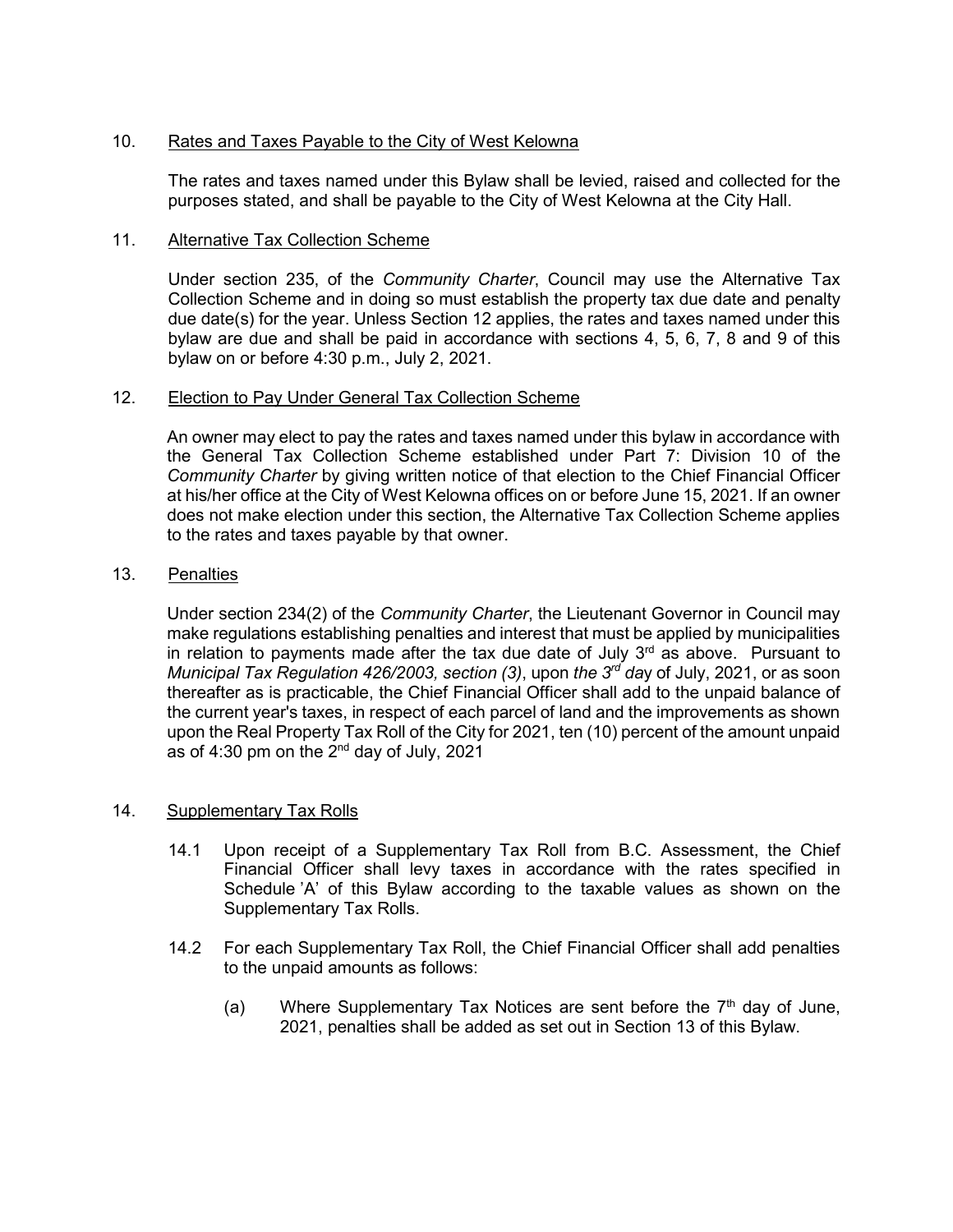10. Rates and Taxes Payable to the City of West Kelowna

The rates and taxes named under this Bylaw shall be levied, raised and collected for the purposes stated, and shall be payable to the City of West Kelowna at the City Hall.

11. Alternative Tax Collection Scheme

Under section 235, of the *Community Charter*, Council may use the Alternative Tax Collection Scheme and in doing so must establish the property tax due date and penalty due date(s) for the year. Unless Section 12 applies, the rates and taxes named under this bylaw are due and shall be paid in accordance with sections 4, 5, 6, 7, 8 and 9 of this bylaw on or before 4:30 p.m., July 2, 2021.

12. Election to Pay Under General Tax Collection Scheme

An owner may elect to pay the rates and taxes named under this bylaw in accordance with the General Tax Collection Scheme established under Part 7: Division 10 of the *Community Charter* by giving written notice of that election to the Chief Financial Officer at his/her office at the City of West Kelowna offices on or before June 15, 2021. If an owner does not make election under this section, the Alternative Tax Collection Scheme applies to the rates and taxes payable by that owner.

13. Penalties

Under section 234(2) of the *Community Charter*, the Lieutenant Governor in Council may make regulations establishing penalties and interest that must be applied by municipalities in relation to payments made after the tax due date of July 3rd as above. Pursuant to *Municipal Tax Regulation 426/2003, section (3)*, upon *the 3rd day* of July, 2021, or as soon thereafter as is practicable, the Chief Financial Officer shall add to the unpaid balance of the current year's taxes, in respect of each parcel of land and the improvements as shown upon the Real Property Tax Roll of the City for 2021, ten (10) percent of the amount unpaid as of 4:30 pm on the 2nd day of July, 2021

14. Supplementary Tax Rolls

14.1 Upon receipt of a Supplementary Tax Roll from B.C. Assessment, the Chief Financial Officer shall levy taxes in accordance with the rates specified in Schedule 'A' of this Bylaw according to the taxable values as shown on the Supplementary Tax Rolls.

14.2 For each Supplementary Tax Roll, the Chief Financial Officer shall add penalties to the unpaid amounts as follows:

(a) Where Supplementary Tax Notices are sent before the 7th day of June, 2021, penalties shall be added as set out in Section 13 of this Bylaw.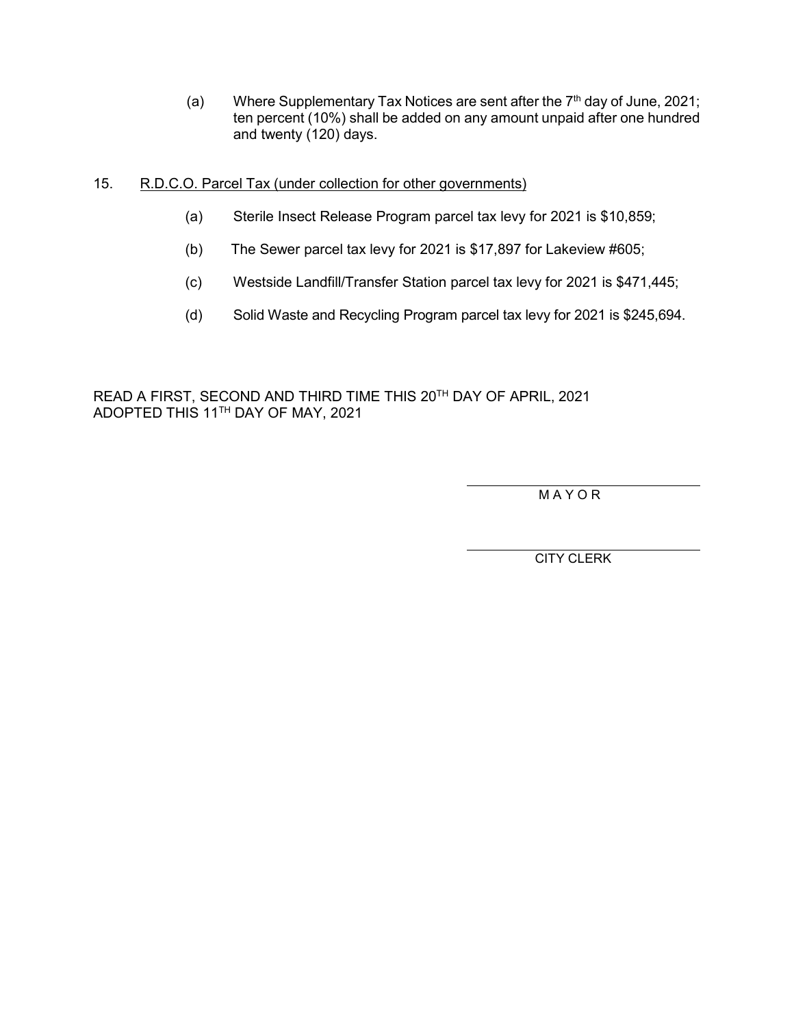(a) Where Supplementary Tax Notices are sent after the 7th day of June, 2021; ten percent (10%) shall be added on any amount unpaid after one hundred and twenty (120) days.

15. R.D.C.O. Parcel Tax (under collection for other governments)

(a) Sterile Insect Release Program parcel tax levy for 2021 is $10,859;

(b) The Sewer parcel tax levy for 2021 is $17,897 for Lakeview #605;

(c) Westside Landfill/Transfer Station parcel tax levy for 2021 is $471,445;

(d) Solid Waste and Recycling Program parcel tax levy for 2021 is $245,694.

READ A FIRST, SECOND AND THIRD TIME THIS 20TH DAY OF APRIL, 2021
ADOPTED THIS 11TH DAY OF MAY, 2021

\_\_\_\_\_\_\_\_\_\_\_\_\_\_\_\_\_\_\_\_\_\_\_\_\_\_\_\_
M A Y O R

\_\_\_\_\_\_\_\_\_\_\_\_\_\_\_\_\_\_\_\_\_\_\_\_\_\_\_\_
CITY CLERK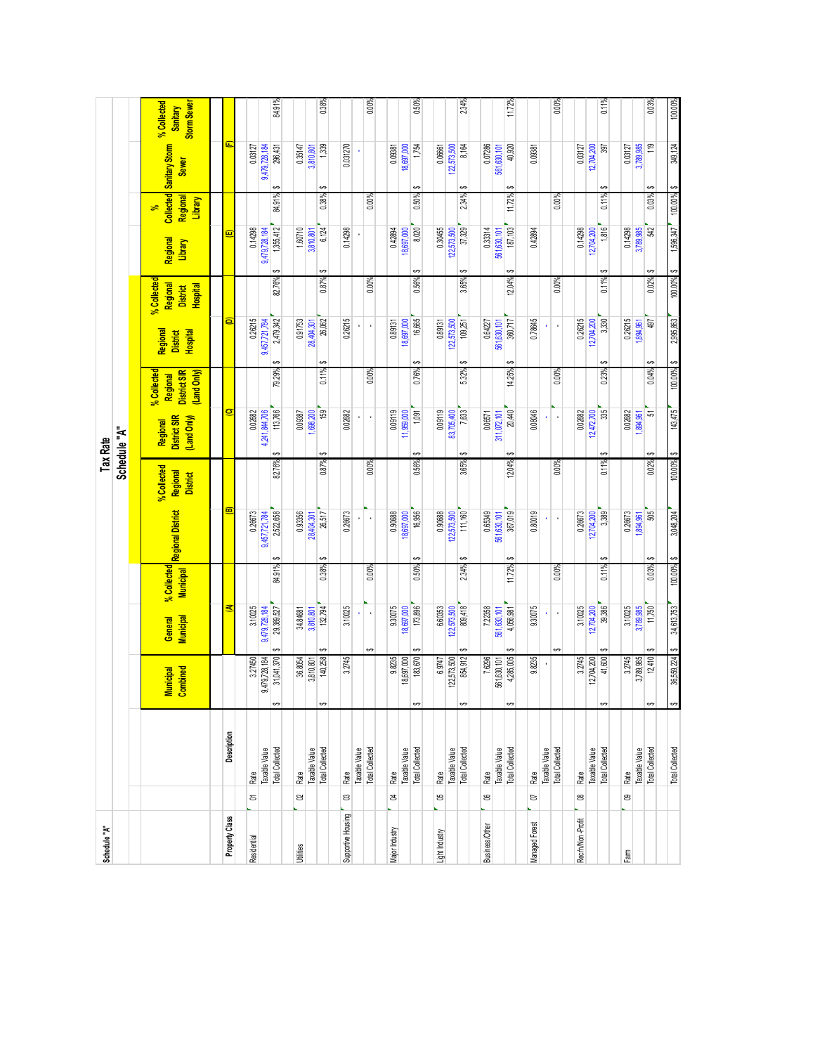Schedule "A"

# Tax Rate

## Schedule "A"

| Property Class | | Description | Municipal Combined | General Municipal | % Collected Municipal | Regional District | % Collected Regional District | Regional District SIR (Land Only) | % Collected Regional District SIR (Land Only) | Regional District Hospital | % Collected Regional District Hospital | Regional Library | % Collected Regional Library | Sanitary Storm Sewer | % Collected Sanitary Storm Sewer |
|---|---|---|---|---|---|---|---|---|---|---|---|---|---|---|---|
| | | | | (A) | | (B) | | (C) | | (D) | | (E) | | (F) | |
| Residential | 01 | Rate | 3.27450 | 3.10025 | | 0.26673 | | 0.02682 | | 0.26215 | | 0.14298 | | 0.03127 | |
| | | Taxable Value | 9,479,728,184 | 9,479,728,184 | | 9,457,721,784 | | 4,241,844,706 | | 9,457,721,784 | | 9,479,728,184 | | 9,479,728,184 | |
| | | Total Collected | $ 31,041,370 | $ 29,389,527 | 84.91% | $ 2,522,658 | 82.76% | $ 113,766 | 79.29% | $ 2,479,342 | 82.76% | $ 1,355,412 | 84.91% | $ 296,431 | 84.91% |
| Utilities | 02 | Rate | 36.8054 | 34.84681 | | 0.93356 | | 0.09387 | | 0.91753 | | 1.60710 | | 0.35147 | |
| | | Taxable Value | 3,810,801 | 3,810,801 | | 28,404,301 | | 1,698,200 | | 28,404,301 | | 3,810,801 | | 3,810,801 | |
| | | Total Collected | $ 140,258 | $ 132,794 | 0.38% | $ 26,517 | 0.87% | $ 159 | 0.11% | $ 26,062 | 0.87% | $ 6,124 | 0.38% | $ 1,339 | 0.38% |
| Supportive Housing | 03 | Rate | 3.2745 | 3.10025 | | 0.26673 | | 0.02682 | | 0.26215 | | 0.14298 | | 0.031270 | |
| | | Taxable Value | | - | | - | | - | | - | | - | | - | |
| | | Total Collected | | $ - | 0.00% | - | 0.00% | - | 0.00% | - | 0.00% | - | 0.00% | | 0.00% |
| Major Industry | 04 | Rate | 9.8235 | 9.30075 | | 0.90688 | | 0.09119 | | 0.89131 | | 0.42894 | | 0.09381 | |
| | | Taxable Value | 18,697,000 | 18,697,000 | | 18,697,000 | | 11,969,000 | | 18,697,000 | | 18,697,000 | | 18,697,000 | |
| | | Total Collected | $ 183,670 | $ 173,896 | 0.50% | $ 16,956 | 0.56% | $ 1,091 | 0.76% | $ 16,665 | 0.56% | $ 8,020 | 0.50% | $ 1,754 | 0.50% |
| Light Industry | 05 | Rate | 6.9747 | 6.60353 | | 0.90688 | | 0.09119 | | 0.89131 | | 0.30455 | | 0.06661 | |
| | | Taxable Value | 122,573,500 | 122,573,500 | | 122,573,500 | | 83,765,400 | | 122,573,500 | | 122,573,500 | | 122,573,500 | |
| | | Total Collected | $ 854,912 | $ 809,418 | 2.34% | $ 111,160 | 3.65% | $ 7,633 | 5.32% | $ 109,251 | 3.65% | $ 37,329 | 2.34% | $ 8,164 | 2.34% |
| Business/Other | 06 | Rate | 7.6296 | 7.22358 | | 0.65349 | | 0.06571 | | 0.64227 | | 0.33314 | | 0.07286 | |
| | | Taxable Value | 561,630,101 | 561,630,101 | | 561,630,101 | | 311,072,101 | | 561,630,101 | | 561,630,101 | | 561,630,101 | |
| | | Total Collected | $ 4,285,005 | $ 4,056,981 | 11.72% | $ 367,019 | 12.04% | $ 20,440 | 14.25% | $ 360,717 | 12.04% | $ 187,103 | 11.72% | $ 40,920 | 11.72% |
| Managed Forest | 07 | Rate | 9.8235 | 9.30075 | | 0.80019 | | 0.08046 | | 0.78645 | | 0.42894 | | 0.09381 | |
| | | Taxable Value | - | - | | - | | - | | - | | - | | - | |
| | | Total Collected | | $ - | 0.00% | - | 0.00% | - | 0.00% | - | 0.00% | - | 0.00% | | 0.00% |
| Rec'n/Non-Profit | 08 | Rate | 3.2745 | 3.10025 | | 0.26673 | | 0.02682 | | 0.26215 | | 0.14298 | | 0.03127 | |
| | | Taxable Value | 12,704,200 | 12,704,200 | | 12,704,200 | | 12,472,700 | | 12,704,200 | | 12,704,200 | | 12,704,200 | |
| | | Total Collected | $ 41,600 | $ 39,386 | 0.11% | $ 3,389 | 0.11% | $ 335 | 0.23% | $ 3,330 | 0.11% | $ 1,816 | 0.11% | $ 397 | 0.11% |
| Farm | 09 | Rate | 3.2745 | 3.10025 | | 0.26673 | | 0.02682 | | 0.26215 | | 0.14298 | | 0.03127 | |
| | | Taxable Value | 3,789,985 | 3,789,985 | | 1,894,961 | | 1,894,961 | | 1,894,961 | | 3,789,985 | | 3,789,985 | |
| | | Total Collected | $ 12,410 | $ 11,750 | 0.03% | $ 505 | 0.02% | $ 51 | 0.04% | $ 497 | 0.02% | $ 542 | 0.03% | $ 119 | 0.03% |
| | | Total Collected | $ 36,559,224 | $ 34,613,753 | 100.00% | $ 3,048,204 | 100.00% | $ 143,475 | 100.00% | $ 2,995,863 | 100.00% | $ 1,596,347 | 100.00% | $ 349,124 | 100.00% |